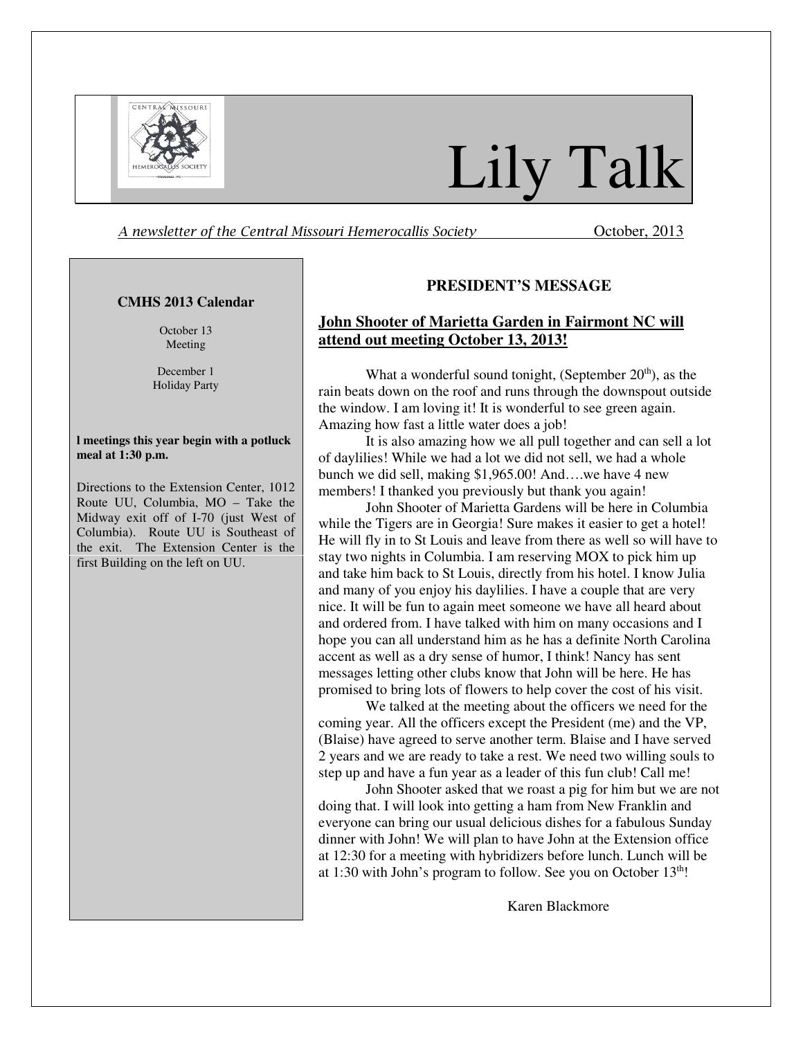# Lily Talk

*A newsletter of the Central Missouri Hemerocallis Society* October, 2013

**CMHS 2013 Calendar**

October 13
Meeting

December 1
Holiday Party

**l meetings this year begin with a potluck meal at 1:30 p.m.**

Directions to the Extension Center, 1012 Route UU, Columbia, MO – Take the Midway exit off of I-70 (just West of Columbia). Route UU is Southeast of the exit. The Extension Center is the first Building on the left on UU.

## PRESIDENT'S MESSAGE

### John Shooter of Marietta Garden in Fairmont NC will attend out meeting October 13, 2013!

What a wonderful sound tonight, (September 20th), as the rain beats down on the roof and runs through the downspout outside the window. I am loving it! It is wonderful to see green again. Amazing how fast a little water does a job!

It is also amazing how we all pull together and can sell a lot of daylilies! While we had a lot we did not sell, we had a whole bunch we did sell, making $1,965.00! And….we have 4 new members! I thanked you previously but thank you again!

John Shooter of Marietta Gardens will be here in Columbia while the Tigers are in Georgia! Sure makes it easier to get a hotel! He will fly in to St Louis and leave from there as well so will have to stay two nights in Columbia. I am reserving MOX to pick him up and take him back to St Louis, directly from his hotel. I know Julia and many of you enjoy his daylilies. I have a couple that are very nice. It will be fun to again meet someone we have all heard about and ordered from. I have talked with him on many occasions and I hope you can all understand him as he has a definite North Carolina accent as well as a dry sense of humor, I think! Nancy has sent messages letting other clubs know that John will be here. He has promised to bring lots of flowers to help cover the cost of his visit.

We talked at the meeting about the officers we need for the coming year. All the officers except the President (me) and the VP, (Blaise) have agreed to serve another term. Blaise and I have served 2 years and we are ready to take a rest. We need two willing souls to step up and have a fun year as a leader of this fun club! Call me!

John Shooter asked that we roast a pig for him but we are not doing that. I will look into getting a ham from New Franklin and everyone can bring our usual delicious dishes for a fabulous Sunday dinner with John! We will plan to have John at the Extension office at 12:30 for a meeting with hybridizers before lunch. Lunch will be at 1:30 with John's program to follow. See you on October 13th!

Karen Blackmore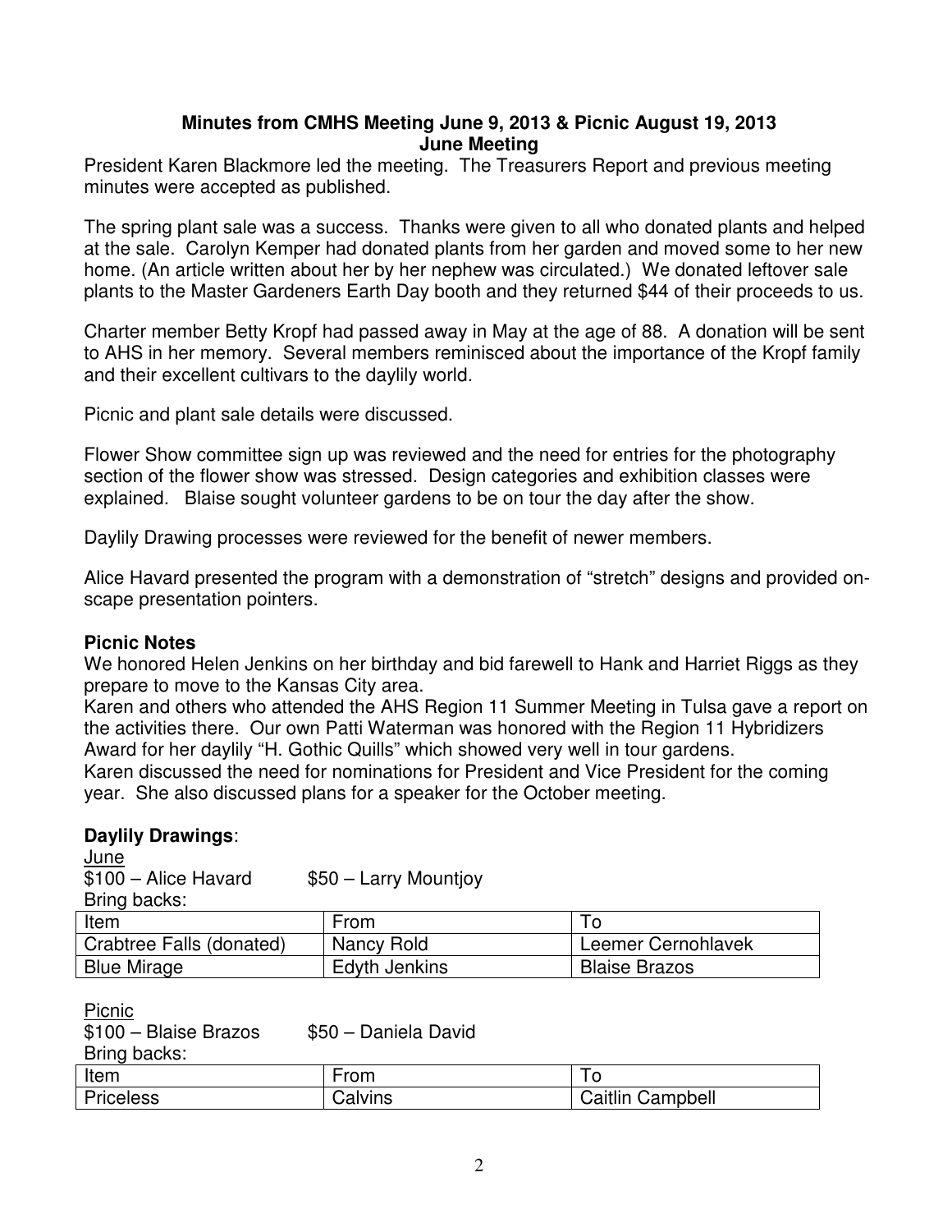**Minutes from CMHS Meeting June 9, 2013 & Picnic August 19, 2013**
**June Meeting**

President Karen Blackmore led the meeting. The Treasurers Report and previous meeting minutes were accepted as published.

The spring plant sale was a success. Thanks were given to all who donated plants and helped at the sale. Carolyn Kemper had donated plants from her garden and moved some to her new home. (An article written about her by her nephew was circulated.) We donated leftover sale plants to the Master Gardeners Earth Day booth and they returned $44 of their proceeds to us.

Charter member Betty Kropf had passed away in May at the age of 88. A donation will be sent to AHS in her memory. Several members reminisced about the importance of the Kropf family and their excellent cultivars to the daylily world.

Picnic and plant sale details were discussed.

Flower Show committee sign up was reviewed and the need for entries for the photography section of the flower show was stressed. Design categories and exhibition classes were explained. Blaise sought volunteer gardens to be on tour the day after the show.

Daylily Drawing processes were reviewed for the benefit of newer members.

Alice Havard presented the program with a demonstration of "stretch" designs and provided on-scape presentation pointers.

**Picnic Notes**

We honored Helen Jenkins on her birthday and bid farewell to Hank and Harriet Riggs as they prepare to move to the Kansas City area.

Karen and others who attended the AHS Region 11 Summer Meeting in Tulsa gave a report on the activities there. Our own Patti Waterman was honored with the Region 11 Hybridizers Award for her daylily "H. Gothic Quills" which showed very well in tour gardens.

Karen discussed the need for nominations for President and Vice President for the coming year. She also discussed plans for a speaker for the October meeting.

**Daylily Drawings**:

June

$100 – Alice Havard $50 – Larry Mountjoy

Bring backs:

| Item | From | To |
|---|---|---|
| Crabtree Falls (donated) | Nancy Rold | Leemer Cernohlavek |
| Blue Mirage | Edyth Jenkins | Blaise Brazos |

Picnic

$100 – Blaise Brazos $50 – Daniela David

Bring backs:

| Item | From | To |
|---|---|---|
| Priceless | Calvins | Caitlin Campbell |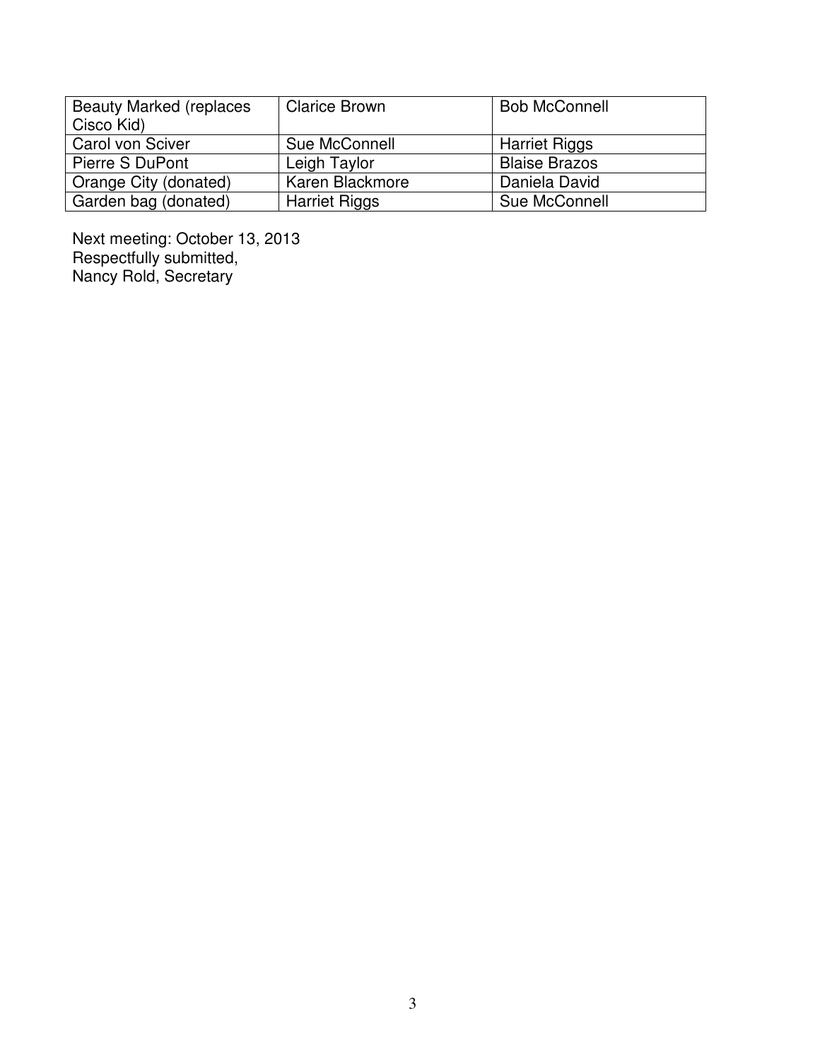| | | |
|---|---|---|
| Beauty Marked (replaces Cisco Kid) | Clarice Brown | Bob McConnell |
| Carol von Sciver | Sue McConnell | Harriet Riggs |
| Pierre S DuPont | Leigh Taylor | Blaise Brazos |
| Orange City (donated) | Karen Blackmore | Daniela David |
| Garden bag (donated) | Harriet Riggs | Sue McConnell |

Next meeting: October 13, 2013
Respectfully submitted,
Nancy Rold, Secretary